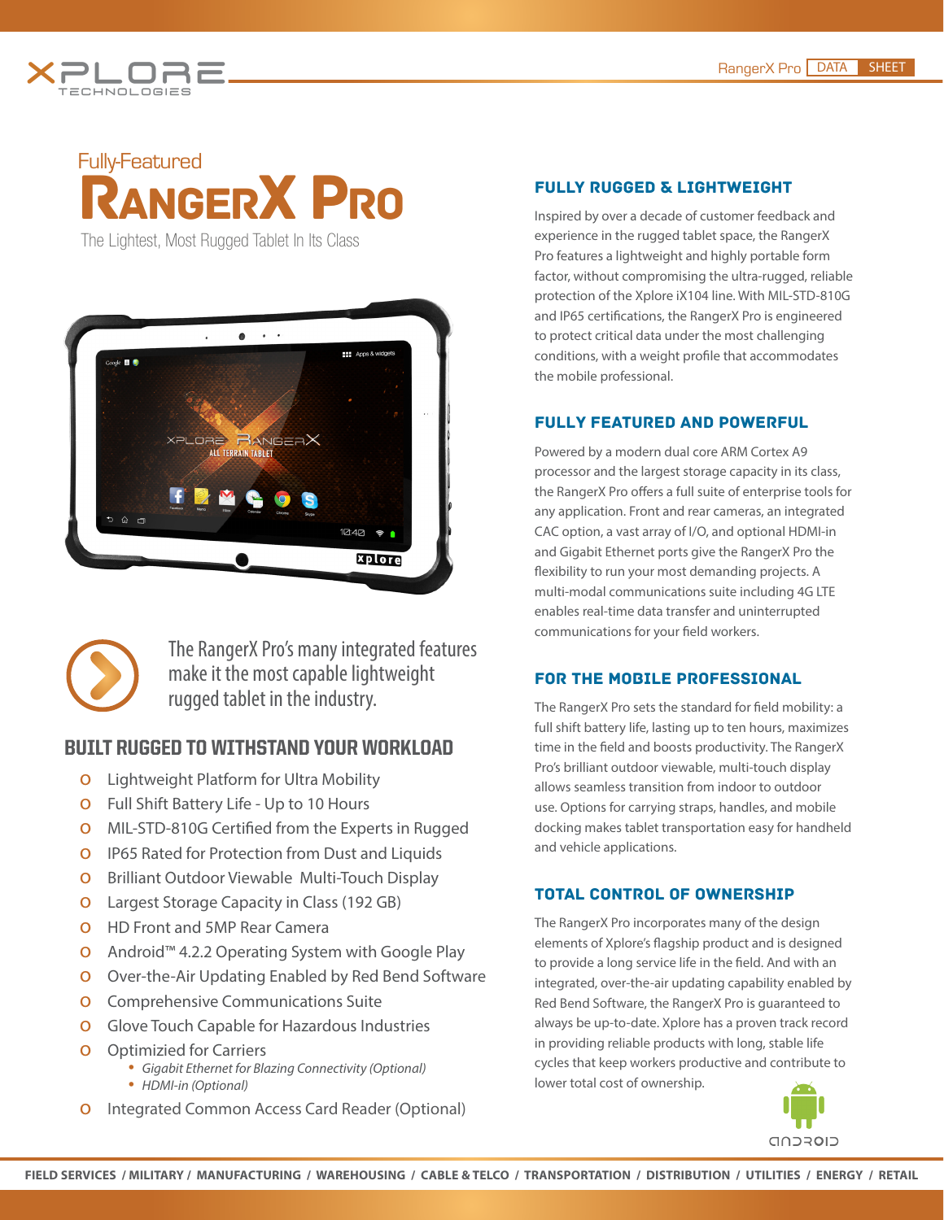Fully-Featured

# RangerX Pro

The Lightest, Most Rugged Tablet In Its Class

The RangerX Pro's many integrated features make it the most capable lightweight rugged tablet in the industry.

## BUILT RUGGED TO WITHSTAND YOUR WORKLOAD

- Lightweight Platform for Ultra Mobility
- Full Shift Battery Life - Up to 10 Hours
- MIL-STD-810G Certified from the Experts in Rugged
- IP65 Rated for Protection from Dust and Liquids
- Brilliant Outdoor Viewable Multi-Touch Display
- Largest Storage Capacity in Class (192 GB)
- HD Front and 5MP Rear Camera
- Android™ 4.2.2 Operating System with Google Play
- Over-the-Air Updating Enabled by Red Bend Software
- Comprehensive Communications Suite
- Glove Touch Capable for Hazardous Industries
- Optimizied for Carriers
  - *Gigabit Ethernet for Blazing Connectivity (Optional)*
  - *HDMI-in (Optional)*
- Integrated Common Access Card Reader (Optional)

## FULLY RUGGED & LIGHTWEIGHT

Inspired by over a decade of customer feedback and experience in the rugged tablet space, the RangerX Pro features a lightweight and highly portable form factor, without compromising the ultra-rugged, reliable protection of the Xplore iX104 line. With MIL-STD-810G and IP65 certifications, the RangerX Pro is engineered to protect critical data under the most challenging conditions, with a weight profile that accommodates the mobile professional.

## FULLY FEATURED AND POWERFUL

Powered by a modern dual core ARM Cortex A9 processor and the largest storage capacity in its class, the RangerX Pro offers a full suite of enterprise tools for any application. Front and rear cameras, an integrated CAC option, a vast array of I/O, and optional HDMI-in and Gigabit Ethernet ports give the RangerX Pro the flexibility to run your most demanding projects. A multi-modal communications suite including 4G LTE enables real-time data transfer and uninterrupted communications for your field workers.

## FOR THE MOBILE PROFESSIONAL

The RangerX Pro sets the standard for field mobility: a full shift battery life, lasting up to ten hours, maximizes time in the field and boosts productivity. The RangerX Pro's brilliant outdoor viewable, multi-touch display allows seamless transition from indoor to outdoor use. Options for carrying straps, handles, and mobile docking makes tablet transportation easy for handheld and vehicle applications.

## TOTAL CONTROL OF OWNERSHIP

The RangerX Pro incorporates many of the design elements of Xplore's flagship product and is designed to provide a long service life in the field. And with an integrated, over-the-air updating capability enabled by Red Bend Software, the RangerX Pro is guaranteed to always be up-to-date. Xplore has a proven track record in providing reliable products with long, stable life cycles that keep workers productive and contribute to lower total cost of ownership.

FIELD SERVICES / MILITARY / MANUFACTURING / WAREHOUSING / CABLE & TELCO / TRANSPORTATION / DISTRIBUTION / UTILITIES / ENERGY / RETAIL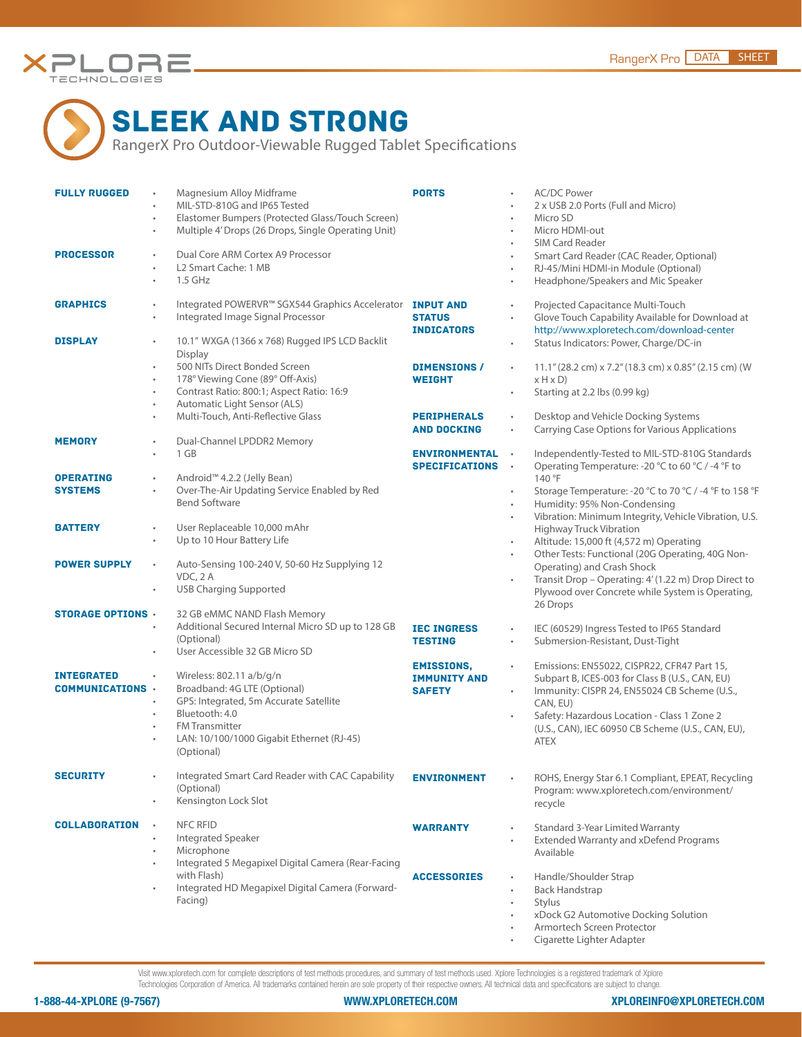# SLEEK AND STRONG

RangerX Pro Outdoor-Viewable Rugged Tablet Specifications

**FULLY RUGGED**

- Magnesium Alloy Midframe
- MIL-STD-810G and IP65 Tested
- Elastomer Bumpers (Protected Glass/Touch Screen)
- Multiple 4' Drops (26 Drops, Single Operating Unit)

**PROCESSOR**

- Dual Core ARM Cortex A9 Processor
- L2 Smart Cache: 1 MB
- 1.5 GHz

**GRAPHICS**

- Integrated POWERVR™ SGX544 Graphics Accelerator
- Integrated Image Signal Processor

**DISPLAY**

- 10.1" WXGA (1366 x 768) Rugged IPS LCD Backlit Display
- 500 NITs Direct Bonded Screen
- 178° Viewing Cone (89° Off-Axis)
- Contrast Ratio: 800:1; Aspect Ratio: 16:9
- Automatic Light Sensor (ALS)
- Multi-Touch, Anti-Reflective Glass

**MEMORY**

- Dual-Channel LPDDR2 Memory
- 1 GB

**OPERATING SYSTEMS**

- Android™ 4.2.2 (Jelly Bean)
- Over-The-Air Updating Service Enabled by Red Bend Software

**BATTERY**

- User Replaceable 10,000 mAhr
- Up to 10 Hour Battery Life

**POWER SUPPLY**

- Auto-Sensing 100-240 V, 50-60 Hz Supplying 12 VDC, 2 A
- USB Charging Supported

**STORAGE OPTIONS**

- 32 GB eMMC NAND Flash Memory
- Additional Secured Internal Micro SD up to 128 GB (Optional)
- User Accessible 32 GB Micro SD

**INTEGRATED COMMUNICATIONS**

- Wireless: 802.11 a/b/g/n
- Broadband: 4G LTE (Optional)
- GPS: Integrated, 5m Accurate Satellite
- Bluetooth: 4.0
- FM Transmitter
- LAN: 10/100/1000 Gigabit Ethernet (RJ-45) (Optional)

**SECURITY**

- Integrated Smart Card Reader with CAC Capability (Optional)
- Kensington Lock Slot

**COLLABORATION**

- NFC RFID
- Integrated Speaker
- Microphone
- Integrated 5 Megapixel Digital Camera (Rear-Facing with Flash)
- Integrated HD Megapixel Digital Camera (Forward-Facing)

**PORTS**

- AC/DC Power
- 2 x USB 2.0 Ports (Full and Micro)
- Micro SD
- Micro HDMI-out
- SIM Card Reader
- Smart Card Reader (CAC Reader, Optional)
- RJ-45/Mini HDMI-in Module (Optional)
- Headphone/Speakers and Mic Speaker

**INPUT AND STATUS INDICATORS**

- Projected Capacitance Multi-Touch
- Glove Touch Capability Available for Download at http://www.xploretech.com/download-center
- Status Indicators: Power, Charge/DC-in

**DIMENSIONS / WEIGHT**

- 11.1" (28.2 cm) x 7.2" (18.3 cm) x 0.85" (2.15 cm) (W x H x D)
- Starting at 2.2 lbs (0.99 kg)

**PERIPHERALS AND DOCKING**

- Desktop and Vehicle Docking Systems
- Carrying Case Options for Various Applications

**ENVIRONMENTAL SPECIFICATIONS**

- Independently-Tested to MIL-STD-810G Standards
- Operating Temperature: -20 °C to 60 °C / -4 °F to 140 °F
- Storage Temperature: -20 °C to 70 °C / -4 °F to 158 °F
- Humidity: 95% Non-Condensing
- Vibration: Minimum Integrity, Vehicle Vibration, U.S. Highway Truck Vibration
- Altitude: 15,000 ft (4,572 m) Operating
- Other Tests: Functional (20G Operating, 40G Non-Operating) and Crash Shock
- Transit Drop – Operating: 4' (1.22 m) Drop Direct to Plywood over Concrete while System is Operating, 26 Drops

**IEC INGRESS TESTING**

- IEC (60529) Ingress Tested to IP65 Standard
- Submersion-Resistant, Dust-Tight

**EMISSIONS, IMMUNITY AND SAFETY**

- Emissions: EN55022, CISPR22, CFR47 Part 15, Subpart B, ICES-003 for Class B (U.S., CAN, EU)
- Immunity: CISPR 24, EN55024 CB Scheme (U.S., CAN, EU)
- Safety: Hazardous Location - Class 1 Zone 2 (U.S., CAN), IEC 60950 CB Scheme (U.S., CAN, EU), ATEX

**ENVIRONMENT**

- ROHS, Energy Star 6.1 Compliant, EPEAT, Recycling Program: www.xploretech.com/environment/recycle

**WARRANTY**

- Standard 3-Year Limited Warranty
- Extended Warranty and xDefend Programs Available

**ACCESSORIES**

- Handle/Shoulder Strap
- Back Handstrap
- Stylus
- xDock G2 Automotive Docking Solution
- Armortech Screen Protector
- Cigarette Lighter Adapter

Visit www.xploretech.com for complete descriptions of test methods procedures, and summary of test methods used. Xplore Technologies is a registered trademark of Xplore Technologies Corporation of America. All trademarks contained herein are sole property of their respective owners. All technical data and specifications are subject to change.

1-888-44-XPLORE (9-7567) WWW.XPLORETECH.COM XPLOREINFO@XPLORETECH.COM